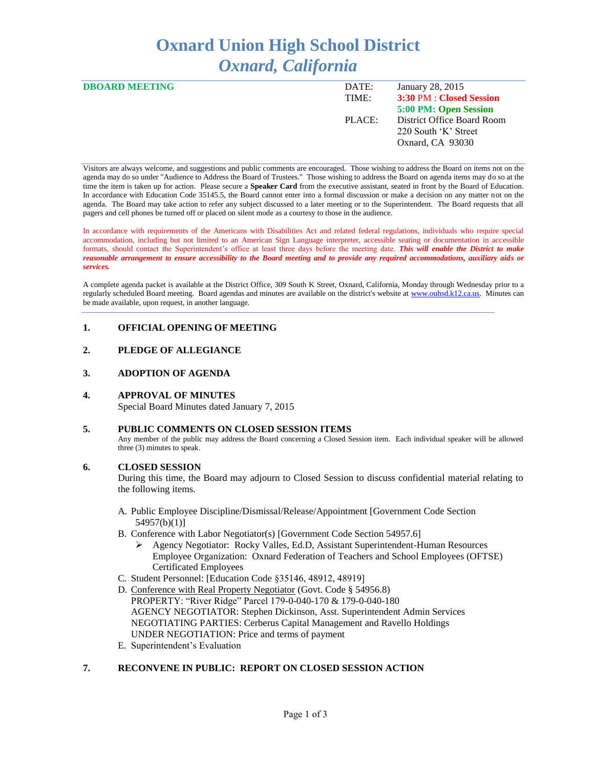# Oxnard Union High School District
## *Oxnard, California*

**DBOARD MEETING**

DATE: January 28, 2015
TIME: **3:30 PM : Closed Session**
**5:00 PM: Open Session**
PLACE: District Office Board Room
220 South 'K' Street
Oxnard, CA 93030

Visitors are always welcome, and suggestions and public comments are encouraged. Those wishing to address the Board on items not on the agenda may do so under "Audience to Address the Board of Trustees." Those wishing to address the Board on agenda items may do so at the time the item is taken up for action. Please secure a **Speaker Card** from the executive assistant, seated in front by the Board of Education. In accordance with Education Code 35145.5, the Board cannot enter into a formal discussion or make a decision on any matter not on the agenda. The Board may take action to refer any subject discussed to a later meeting or to the Superintendent. The Board requests that all pagers and cell phones be turned off or placed on silent mode as a courtesy to those in the audience.

In accordance with requirements of the Americans with Disabilities Act and related federal regulations, individuals who require special accommodation, including but not limited to an American Sign Language interpreter, accessible seating or documentation in accessible formats, should contact the Superintendent's office at least three days before the meeting date. ***This will enable the District to make reasonable arrangement to ensure accessibility to the Board meeting and to provide any required accommodations, auxiliary aids or services.***

A complete agenda packet is available at the District Office, 309 South K Street, Oxnard, California, Monday through Wednesday prior to a regularly scheduled Board meeting. Board agendas and minutes are available on the district's website at www.ouhsd.k12.ca.us. Minutes can be made available, upon request, in another language.

**1. OFFICIAL OPENING OF MEETING**

**2. PLEDGE OF ALLEGIANCE**

**3. ADOPTION OF AGENDA**

**4. APPROVAL OF MINUTES**
Special Board Minutes dated January 7, 2015

**5. PUBLIC COMMENTS ON CLOSED SESSION ITEMS**
Any member of the public may address the Board concerning a Closed Session item. Each individual speaker will be allowed three (3) minutes to speak.

**6. CLOSED SESSION**
During this time, the Board may adjourn to Closed Session to discuss confidential material relating to the following items.

A. Public Employee Discipline/Dismissal/Release/Appointment [Government Code Section 54957(b)(1)]
B. Conference with Labor Negotiator(s) [Government Code Section 54957.6]
   - Agency Negotiator: Rocky Valles, Ed.D, Assistant Superintendent-Human Resources
     Employee Organization: Oxnard Federation of Teachers and School Employees (OFTSE) Certificated Employees
C. Student Personnel: [Education Code §35146, 48912, 48919]
D. Conference with Real Property Negotiator (Govt. Code § 54956.8)
   PROPERTY: "River Ridge" Parcel 179-0-040-170 & 179-0-040-180
   AGENCY NEGOTIATOR: Stephen Dickinson, Asst. Superintendent Admin Services
   NEGOTIATING PARTIES: Cerberus Capital Management and Ravello Holdings
   UNDER NEGOTIATION: Price and terms of payment
E. Superintendent's Evaluation

**7. RECONVENE IN PUBLIC: REPORT ON CLOSED SESSION ACTION**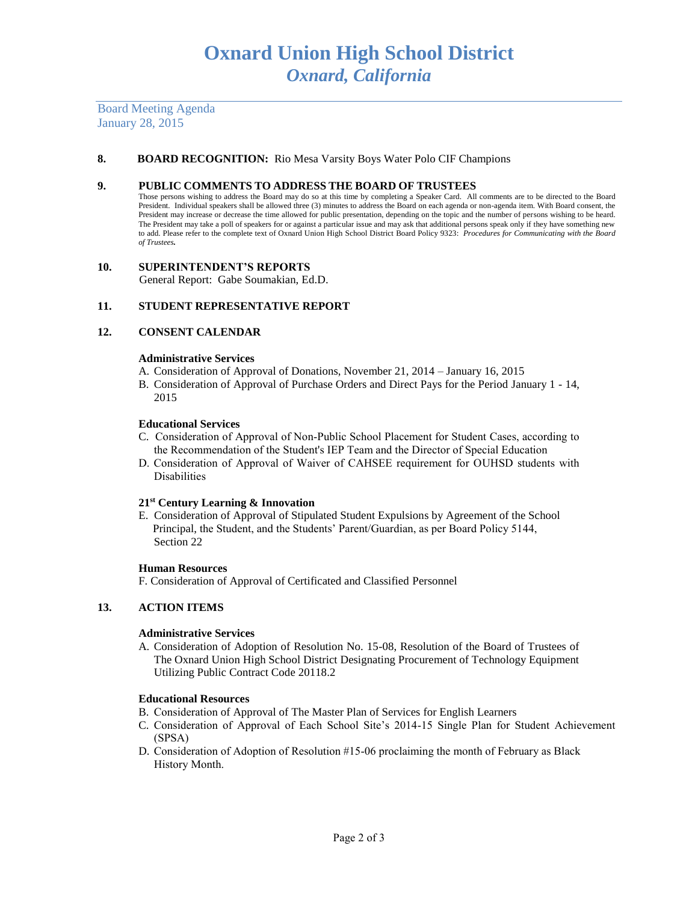# Oxnard Union High School District
## *Oxnard, California*

Board Meeting Agenda
January 28, 2015

**8. BOARD RECOGNITION:** Rio Mesa Varsity Boys Water Polo CIF Champions

**9. PUBLIC COMMENTS TO ADDRESS THE BOARD OF TRUSTEES**

Those persons wishing to address the Board may do so at this time by completing a Speaker Card. All comments are to be directed to the Board President. Individual speakers shall be allowed three (3) minutes to address the Board on each agenda or non-agenda item. With Board consent, the President may increase or decrease the time allowed for public presentation, depending on the topic and the number of persons wishing to be heard. The President may take a poll of speakers for or against a particular issue and may ask that additional persons speak only if they have something new to add. Please refer to the complete text of Oxnard Union High School District Board Policy 9323: *Procedures for Communicating with the Board of Trustees.*

**10. SUPERINTENDENT'S REPORTS**

General Report: Gabe Soumakian, Ed.D.

**11. STUDENT REPRESENTATIVE REPORT**

**12. CONSENT CALENDAR**

**Administrative Services**

A. Consideration of Approval of Donations, November 21, 2014 – January 16, 2015
B. Consideration of Approval of Purchase Orders and Direct Pays for the Period January 1 - 14, 2015

**Educational Services**

C. Consideration of Approval of Non-Public School Placement for Student Cases, according to the Recommendation of the Student's IEP Team and the Director of Special Education
D. Consideration of Approval of Waiver of CAHSEE requirement for OUHSD students with Disabilities

**21st Century Learning & Innovation**

E. Consideration of Approval of Stipulated Student Expulsions by Agreement of the School Principal, the Student, and the Students' Parent/Guardian, as per Board Policy 5144, Section 22

**Human Resources**

F. Consideration of Approval of Certificated and Classified Personnel

**13. ACTION ITEMS**

**Administrative Services**

A. Consideration of Adoption of Resolution No. 15-08, Resolution of the Board of Trustees of The Oxnard Union High School District Designating Procurement of Technology Equipment Utilizing Public Contract Code 20118.2

**Educational Resources**

B. Consideration of Approval of The Master Plan of Services for English Learners
C. Consideration of Approval of Each School Site's 2014-15 Single Plan for Student Achievement (SPSA)
D. Consideration of Adoption of Resolution #15-06 proclaiming the month of February as Black History Month.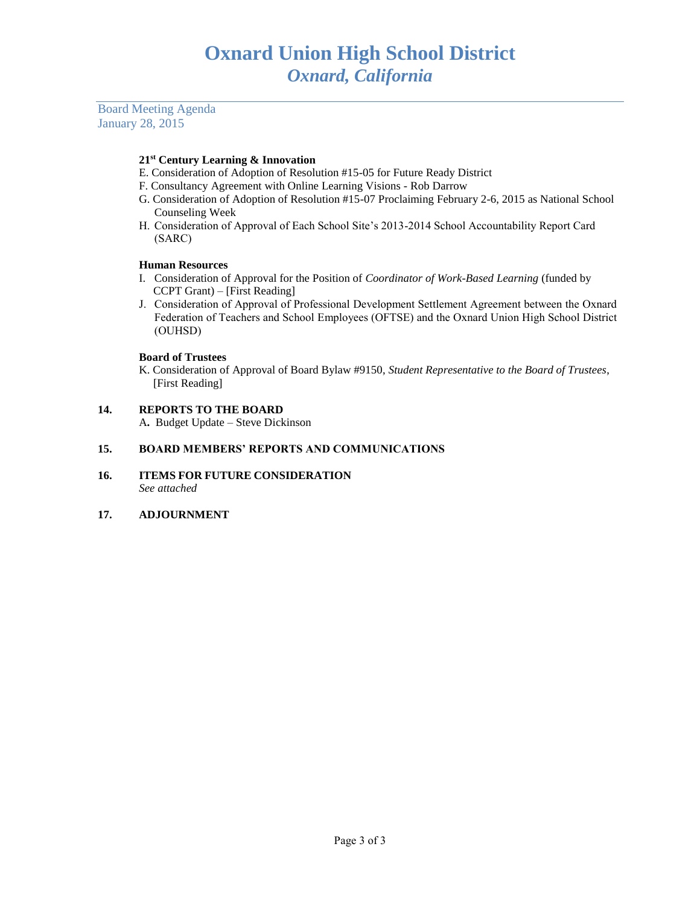**21st Century Learning & Innovation**

E. Consideration of Adoption of Resolution #15-05 for Future Ready District

F. Consultancy Agreement with Online Learning Visions - Rob Darrow

G. Consideration of Adoption of Resolution #15-07 Proclaiming February 2-6, 2015 as National School Counseling Week

H. Consideration of Approval of Each School Site's 2013-2014 School Accountability Report Card (SARC)

**Human Resources**

I. Consideration of Approval for the Position of *Coordinator of Work-Based Learning* (funded by CCPT Grant) – [First Reading]

J. Consideration of Approval of Professional Development Settlement Agreement between the Oxnard Federation of Teachers and School Employees (OFTSE) and the Oxnard Union High School District (OUHSD)

**Board of Trustees**

K. Consideration of Approval of Board Bylaw #9150, *Student Representative to the Board of Trustees*, [First Reading]

**14. REPORTS TO THE BOARD**

A. Budget Update – Steve Dickinson

**15. BOARD MEMBERS' REPORTS AND COMMUNICATIONS**

**16. ITEMS FOR FUTURE CONSIDERATION**

*See attached*

**17. ADJOURNMENT**